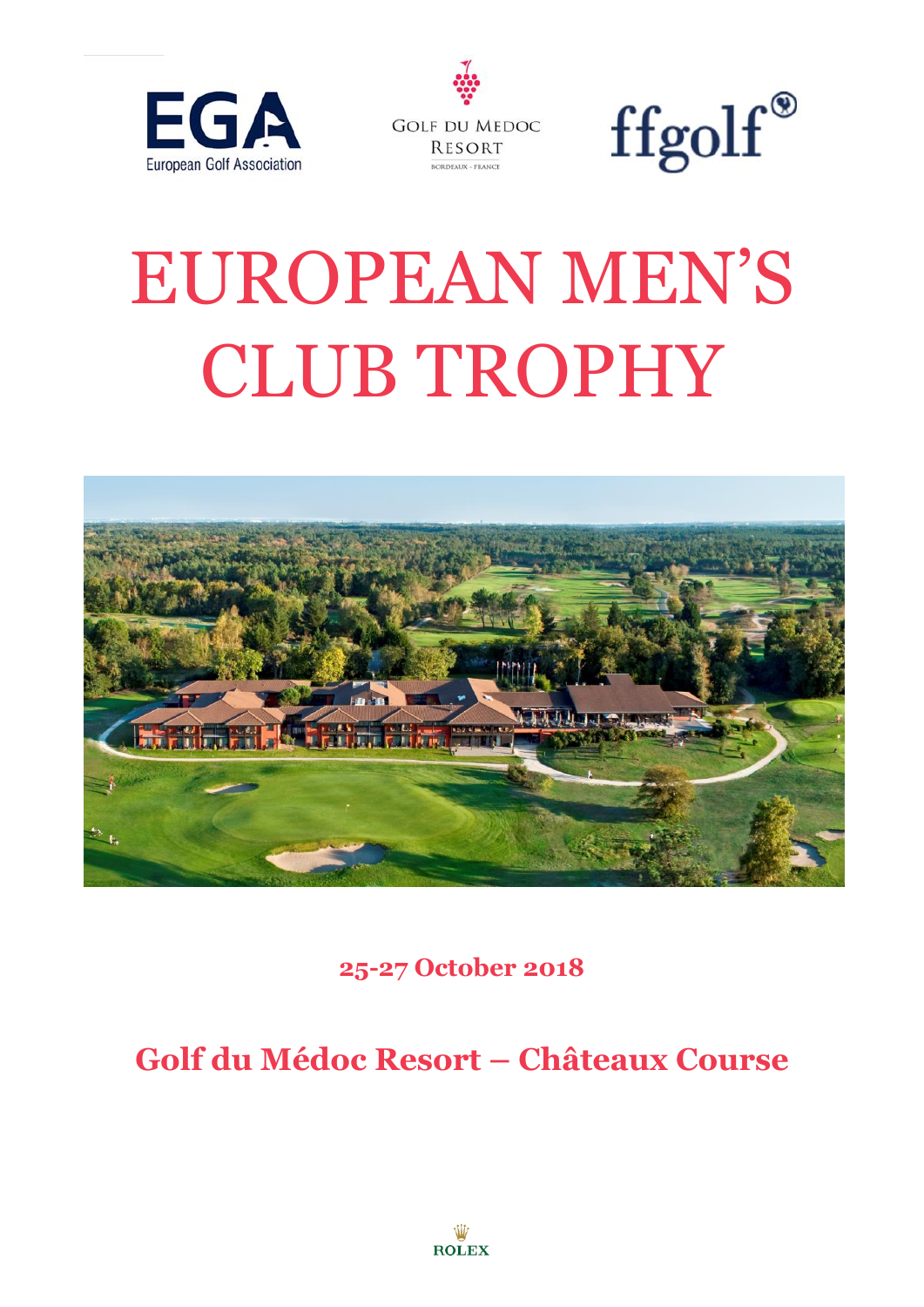# EUROPEAN MEN'S CLUB TROPHY

**25-27 October 2018**

## Golf du Médoc Resort – Châteaux Course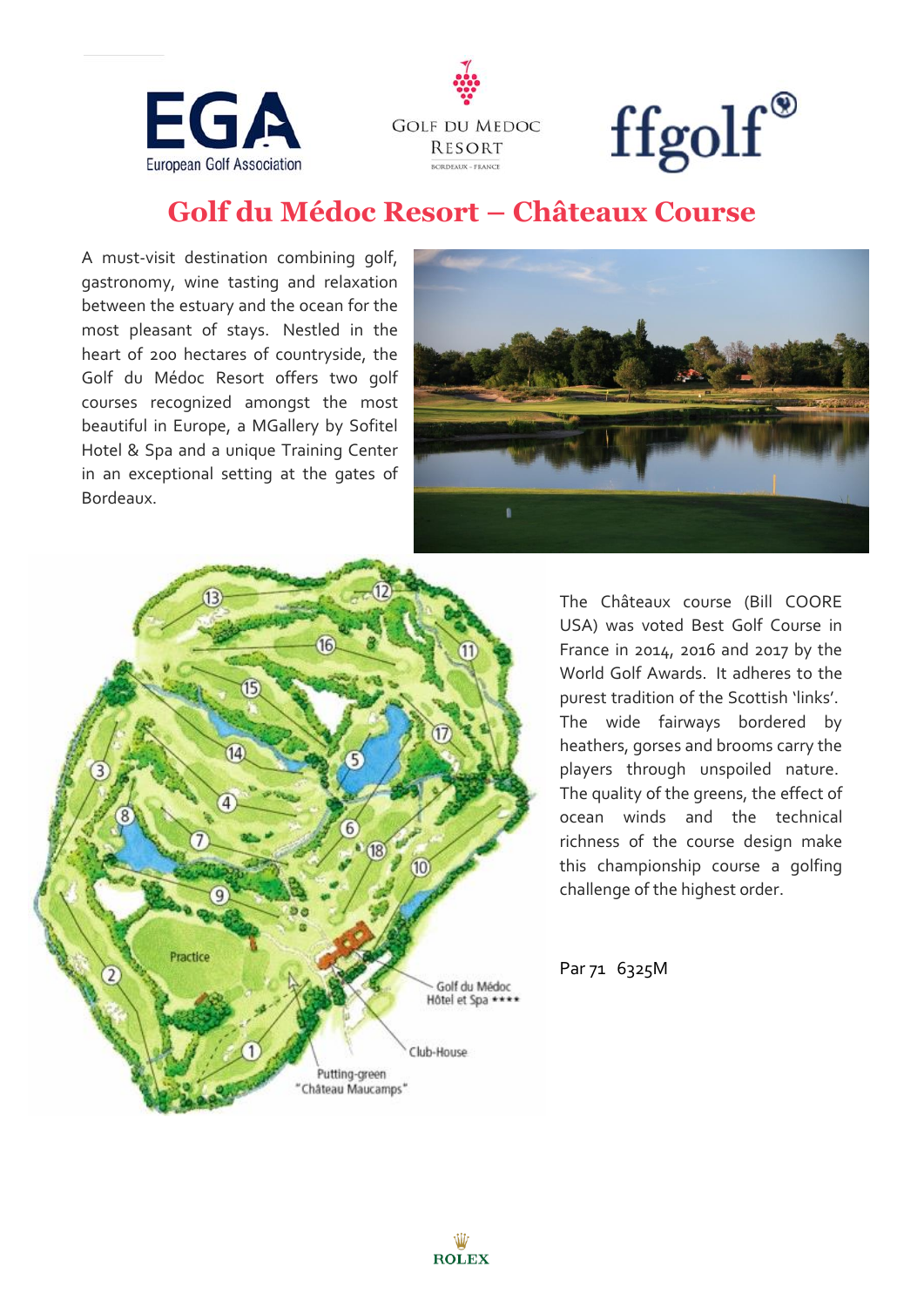# Golf du Médoc Resort – Châteaux Course

A must-visit destination combining golf, gastronomy, wine tasting and relaxation between the estuary and the ocean for the most pleasant of stays. Nestled in the heart of 200 hectares of countryside, the Golf du Médoc Resort offers two golf courses recognized amongst the most beautiful in Europe, a MGallery by Sofitel Hotel & Spa and a unique Training Center in an exceptional setting at the gates of Bordeaux.

The Châteaux course (Bill COORE USA) was voted Best Golf Course in France in 2014, 2016 and 2017 by the World Golf Awards. It adheres to the purest tradition of the Scottish 'links'. The wide fairways bordered by heathers, gorses and brooms carry the players through unspoiled nature. The quality of the greens, the effect of ocean winds and the technical richness of the course design make this championship course a golfing challenge of the highest order.

Par 71 6325M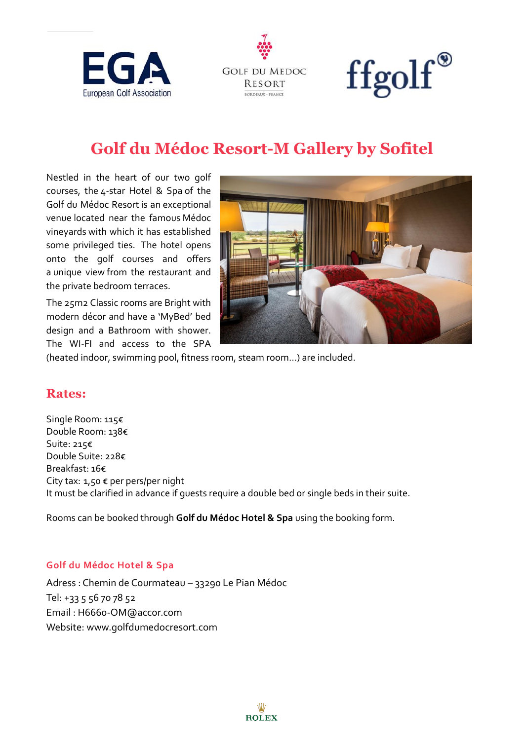# Golf du Médoc Resort-M Gallery by Sofitel

Nestled in the heart of our two golf courses, the 4-star Hotel & Spa of the Golf du Médoc Resort is an exceptional venue located near the famous Médoc vineyards with which it has established some privileged ties. The hotel opens onto the golf courses and offers a unique view from the restaurant and the private bedroom terraces.

The 25m2 Classic rooms are Bright with modern décor and have a 'MyBed' bed design and a Bathroom with shower. The WI-FI and access to the SPA (heated indoor, swimming pool, fitness room, steam room...) are included.

## Rates:

Single Room: 115€
Double Room: 138€
Suite: 215€
Double Suite: 228€
Breakfast: 16€
City tax: 1,50 € per pers/per night
It must be clarified in advance if guests require a double bed or single beds in their suite.

Rooms can be booked through **Golf du Médoc Hotel & Spa** using the booking form.

### Golf du Médoc Hotel & Spa

Adress : Chemin de Courmateau – 33290 Le Pian Médoc
Tel: +33 5 56 70 78 52
Email : H6660-OM@accor.com
Website: www.golfdumedocresort.com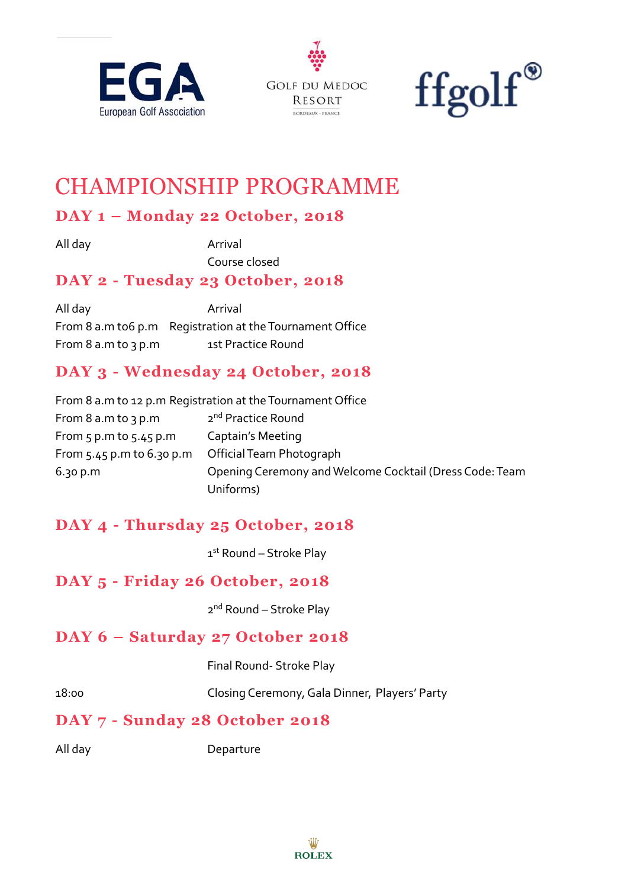# CHAMPIONSHIP PROGRAMME

## DAY 1 – Monday 22 October, 2018

| | |
|---|---|
| All day | Arrival |
| | Course closed |

## DAY 2 - Tuesday 23 October, 2018

| | |
|---|---|
| All day | Arrival |
| From 8 a.m to6 p.m | Registration at the Tournament Office |
| From 8 a.m to 3 p.m | 1st Practice Round |

## DAY 3 - Wednesday 24 October, 2018

| | |
|---|---|
| From 8 a.m to 12 p.m | Registration at the Tournament Office |
| From 8 a.m to 3 p.m | 2nd Practice Round |
| From 5 p.m to 5.45 p.m | Captain's Meeting |
| From 5.45 p.m to 6.30 p.m | Official Team Photograph |
| 6.30 p.m | Opening Ceremony and Welcome Cocktail (Dress Code: Team Uniforms) |

## DAY 4 - Thursday 25 October, 2018

1st Round – Stroke Play

## DAY 5 - Friday 26 October, 2018

2nd Round – Stroke Play

## DAY 6 – Saturday 27 October 2018

| | |
|---|---|
| | Final Round- Stroke Play |
| 18:00 | Closing Ceremony, Gala Dinner, Players' Party |

## DAY 7 - Sunday 28 October 2018

| | |
|---|---|
| All day | Departure |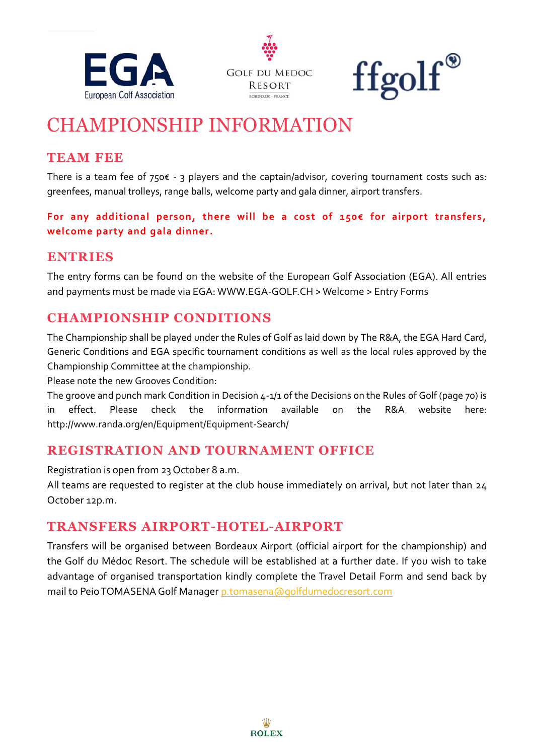# CHAMPIONSHIP INFORMATION

## TEAM FEE

There is a team fee of 750€ - 3 players and the captain/advisor, covering tournament costs such as: greenfees, manual trolleys, range balls, welcome party and gala dinner, airport transfers.

**For any additional person, there will be a cost of 150€ for airport transfers, welcome party and gala dinner.**

## ENTRIES

The entry forms can be found on the website of the European Golf Association (EGA). All entries and payments must be made via EGA: WWW.EGA-GOLF.CH > Welcome > Entry Forms

## CHAMPIONSHIP CONDITIONS

The Championship shall be played under the Rules of Golf as laid down by The R&A, the EGA Hard Card, Generic Conditions and EGA specific tournament conditions as well as the local rules approved by the Championship Committee at the championship.

Please note the new Grooves Condition:

The groove and punch mark Condition in Decision 4-1/1 of the Decisions on the Rules of Golf (page 70) is in effect. Please check the information available on the R&A website here: http://www.randa.org/en/Equipment/Equipment-Search/

## REGISTRATION AND TOURNAMENT OFFICE

Registration is open from 23 October 8 a.m.

All teams are requested to register at the club house immediately on arrival, but not later than 24 October 12p.m.

## TRANSFERS AIRPORT-HOTEL-AIRPORT

Transfers will be organised between Bordeaux Airport (official airport for the championship) and the Golf du Médoc Resort. The schedule will be established at a further date. If you wish to take advantage of organised transportation kindly complete the Travel Detail Form and send back by mail to Peio TOMASENA Golf Manager p.tomasena@golfdumedocresort.com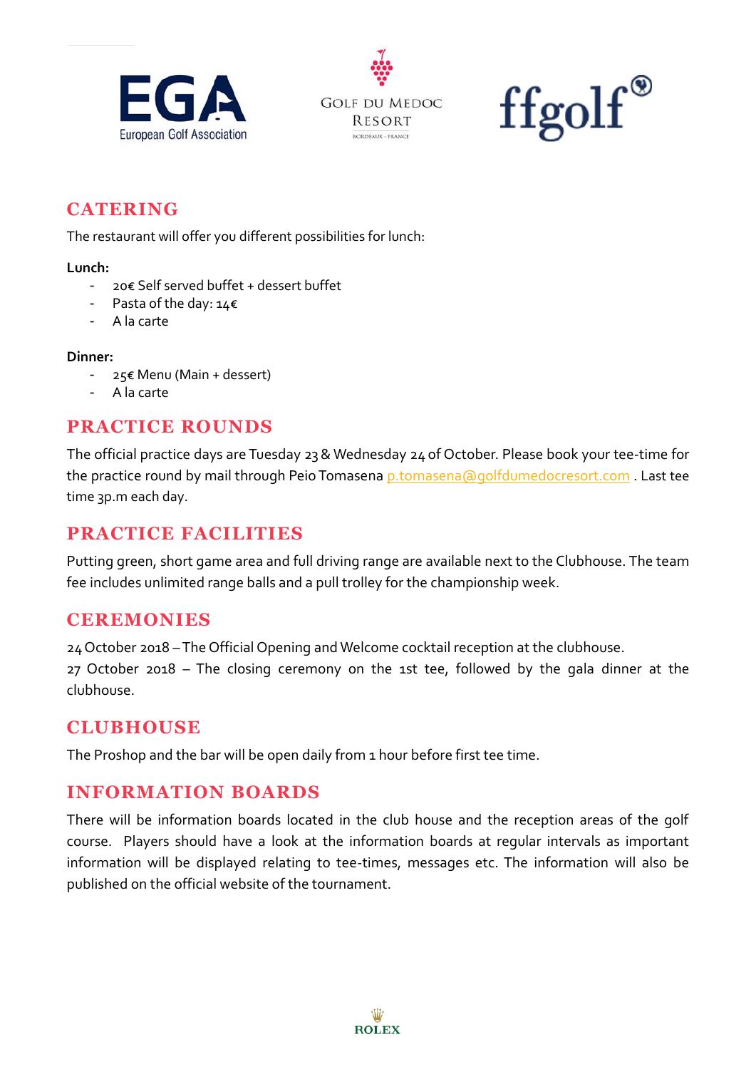## CATERING

The restaurant will offer you different possibilities for lunch:

**Lunch:**

- 20€ Self served buffet + dessert buffet
- Pasta of the day: 14€
- A la carte

**Dinner:**

- 25€ Menu (Main + dessert)
- A la carte

## PRACTICE ROUNDS

The official practice days are Tuesday 23 & Wednesday 24 of October. Please book your tee-time for the practice round by mail through Peio Tomasena p.tomasena@golfdumedocresort.com . Last tee time 3p.m each day.

## PRACTICE FACILITIES

Putting green, short game area and full driving range are available next to the Clubhouse. The team fee includes unlimited range balls and a pull trolley for the championship week.

## CEREMONIES

24 October 2018 – The Official Opening and Welcome cocktail reception at the clubhouse.
27 October 2018 – The closing ceremony on the 1st tee, followed by the gala dinner at the clubhouse.

## CLUBHOUSE

The Proshop and the bar will be open daily from 1 hour before first tee time.

## INFORMATION BOARDS

There will be information boards located in the club house and the reception areas of the golf course. Players should have a look at the information boards at regular intervals as important information will be displayed relating to tee-times, messages etc. The information will also be published on the official website of the tournament.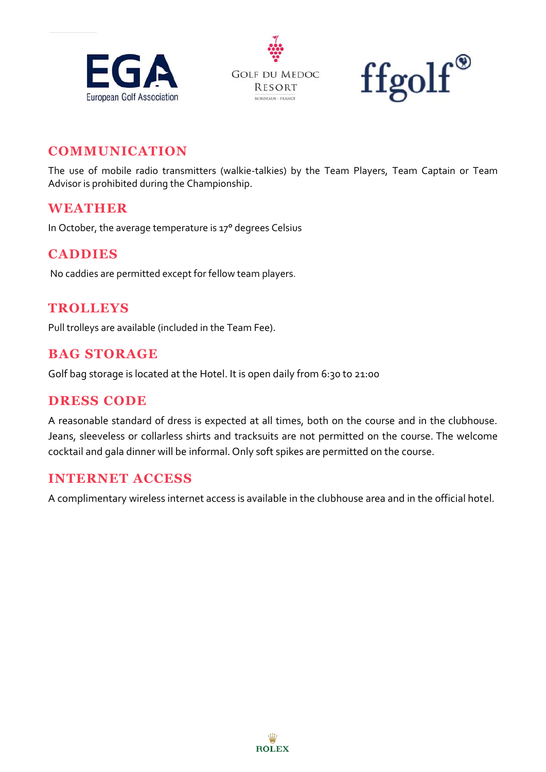## COMMUNICATION

The use of mobile radio transmitters (walkie-talkies) by the Team Players, Team Captain or Team Advisor is prohibited during the Championship.

## WEATHER

In October, the average temperature is 17° degrees Celsius

## CADDIES

No caddies are permitted except for fellow team players.

## TROLLEYS

Pull trolleys are available (included in the Team Fee).

## BAG STORAGE

Golf bag storage is located at the Hotel. It is open daily from 6:30 to 21:00

## DRESS CODE

A reasonable standard of dress is expected at all times, both on the course and in the clubhouse. Jeans, sleeveless or collarless shirts and tracksuits are not permitted on the course. The welcome cocktail and gala dinner will be informal. Only soft spikes are permitted on the course.

## INTERNET ACCESS

A complimentary wireless internet access is available in the clubhouse area and in the official hotel.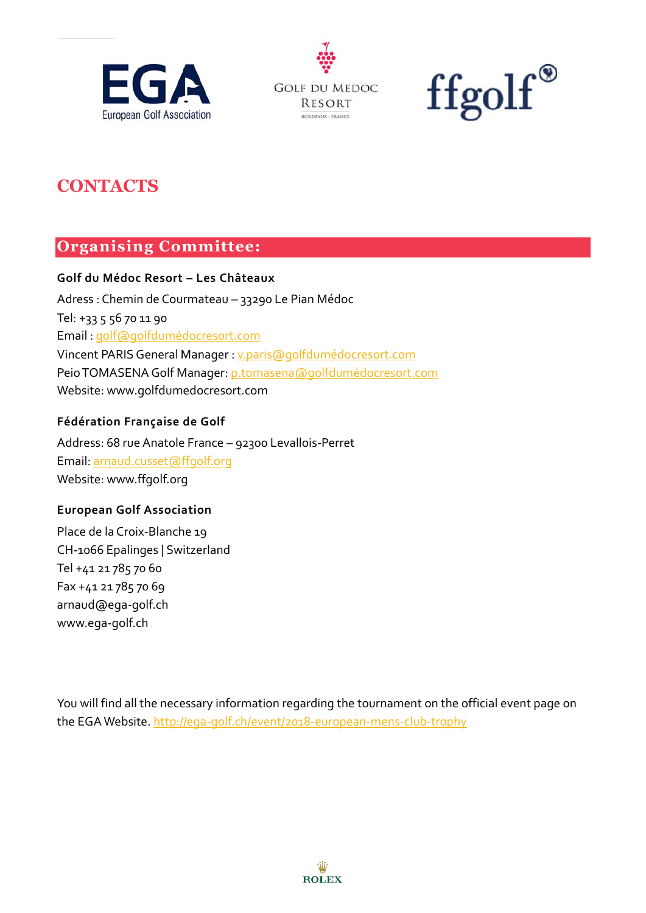# CONTACTS

## Organising Committee:

**Golf du Médoc Resort – Les Châteaux**

Adress : Chemin de Courmateau – 33290 Le Pian Médoc
Tel: +33 5 56 70 11 90
Email : golf@golfdumédocresort.com
Vincent PARIS General Manager : v.paris@golfdumédocresort.com
Peio TOMASENA Golf Manager: p.tomasena@golfdumédocresort.com
Website: www.golfdumedocresort.com

**Fédération Française de Golf**

Address: 68 rue Anatole France – 92300 Levallois-Perret
Email: arnaud.cusset@ffgolf.org
Website: www.ffgolf.org

**European Golf Association**

Place de la Croix-Blanche 19
CH-1066 Epalinges | Switzerland
Tel +41 21 785 70 60
Fax +41 21 785 70 69
arnaud@ega-golf.ch
www.ega-golf.ch

You will find all the necessary information regarding the tournament on the official event page on the EGA Website. http://ega-golf.ch/event/2018-european-mens-club-trophy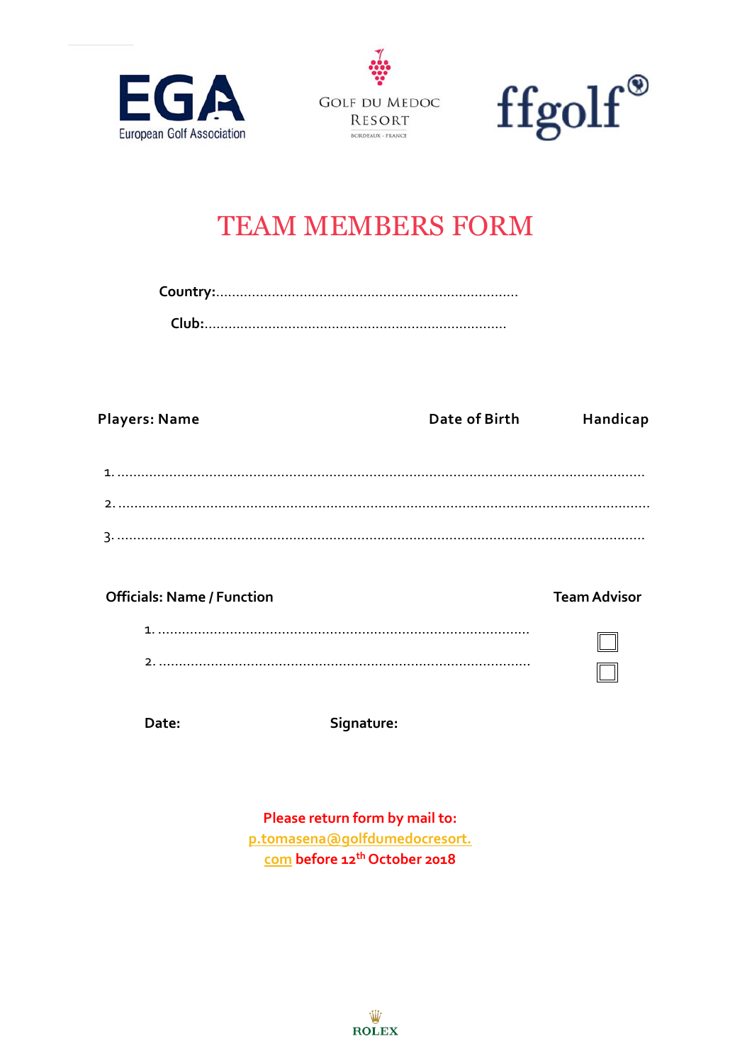EGA
European Golf Association

GOLF DU MEDOC RESORT
BORDEAUX - FRANCE

ffgolf

# TEAM MEMBERS FORM

**Country:**..........................................................................

**Club:**..........................................................................

**Players: Name** **Date of Birth** **Handicap**

1. ..................................................................................................................................
2. ..................................................................................................................................
3. ..................................................................................................................................

**Officials: Name / Function** **Team Advisor**

1. ........................................................................................ ☐
2. ........................................................................................ ☐

**Date:** **Signature:**

**Please return form by mail to:**
**p.tomasena@golfdumedocresort.com before 12th October 2018**

ROLEX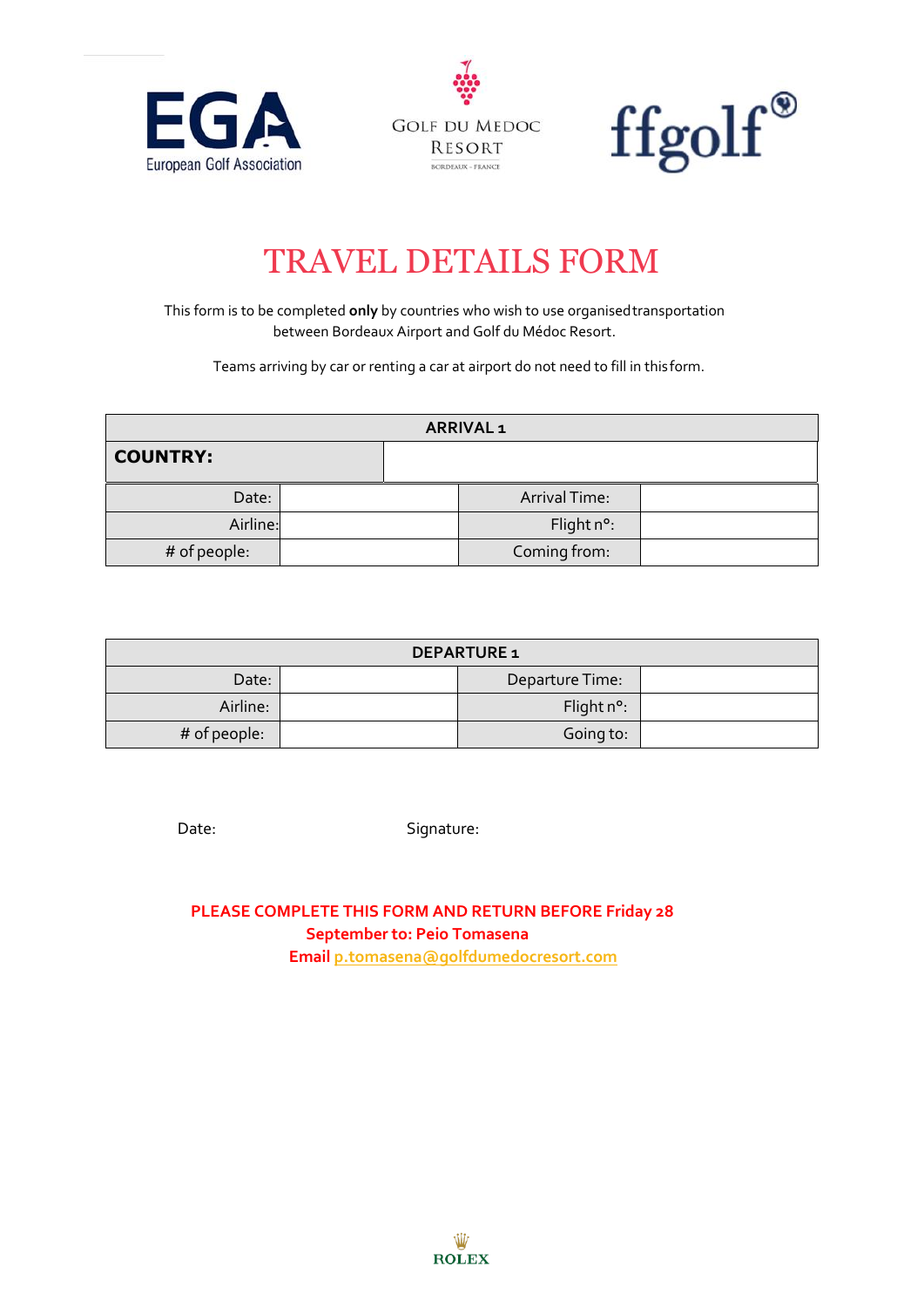EGA European Golf Association | Golf du Medoc Resort Bordeaux - France | ffgolf

# TRAVEL DETAILS FORM

This form is to be completed **only** by countries who wish to use organised transportation between Bordeaux Airport and Golf du Médoc Resort.

Teams arriving by car or renting a car at airport do not need to fill in this form.

| ARRIVAL 1 | | | |
|---|---|---|---|
| **COUNTRY:** | | | |
| Date: | | Arrival Time: | |
| Airline: | | Flight n°: | |
| # of people: | | Coming from: | |

| DEPARTURE 1 | | | |
|---|---|---|---|
| Date: | | Departure Time: | |
| Airline: | | Flight n°: | |
| # of people: | | Going to: | |

Date: Signature:

**PLEASE COMPLETE THIS FORM AND RETURN BEFORE Friday 28 September to: Peio Tomasena**
**Email** p.tomasena@golfdumedocresort.com

ROLEX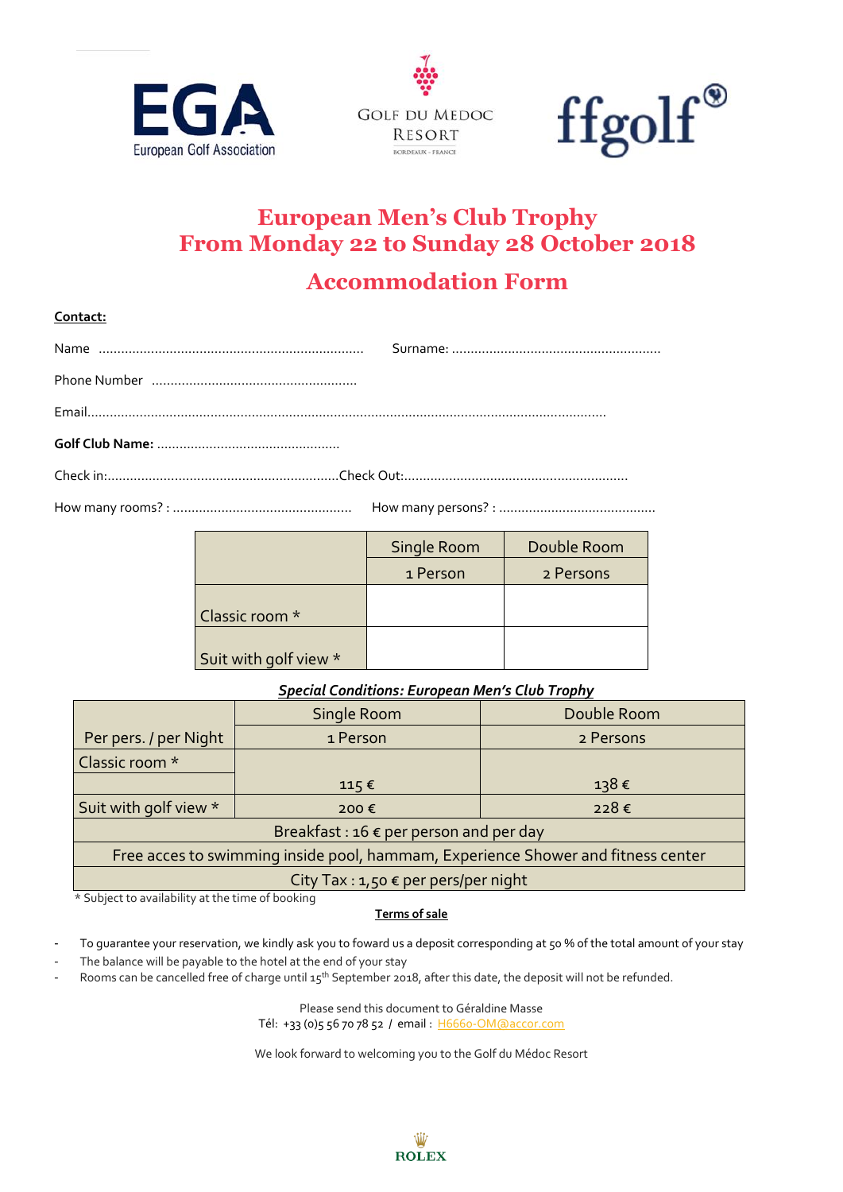EGA
European Golf Association

GOLF DU MEDOC RESORT
BORDEAUX - FRANCE

ffgolf

# European Men's Club Trophy
# From Monday 22 to Sunday 28 October 2018

## Accommodation Form

**Contact:**

Name ....................................................................... Surname: ........................................................

Phone Number .......................................................

Email.........................................................................................................................................

**Golf Club Name:** .................................................

Check in:..............................................................Check Out:............................................................

How many rooms? : ................................................ How many persons? : ..........................................

| | Single Room | Double Room |
|---|---|---|
| | 1 Person | 2 Persons |
| Classic room * | | |
| Suit with golf view * | | |

***Special Conditions: European Men's Club Trophy***

| Per pers. / per Night | Single Room<br>1 Person | Double Room<br>2 Persons |
|---|---|---|
| Classic room * | 115 € | 138 € |
| Suit with golf view * | 200 € | 228 € |
| Breakfast : 16 € per person and per day | | |
| Free acces to swimming inside pool, hammam, Experience Shower and fitness center | | |
| City Tax : 1,50 € per pers/per night | | |

\* Subject to availability at the time of booking

**Terms of sale**

- To guarantee your reservation, we kindly ask you to foward us a deposit corresponding at 50 % of the total amount of your stay
- The balance will be payable to the hotel at the end of your stay
- Rooms can be cancelled free of charge until 15th September 2018, after this date, the deposit will not be refunded.

Please send this document to Géraldine Masse
Tél: +33 (0)5 56 70 78 52 / email : H6660-OM@accor.com

We look forward to welcoming you to the Golf du Médoc Resort

ROLEX